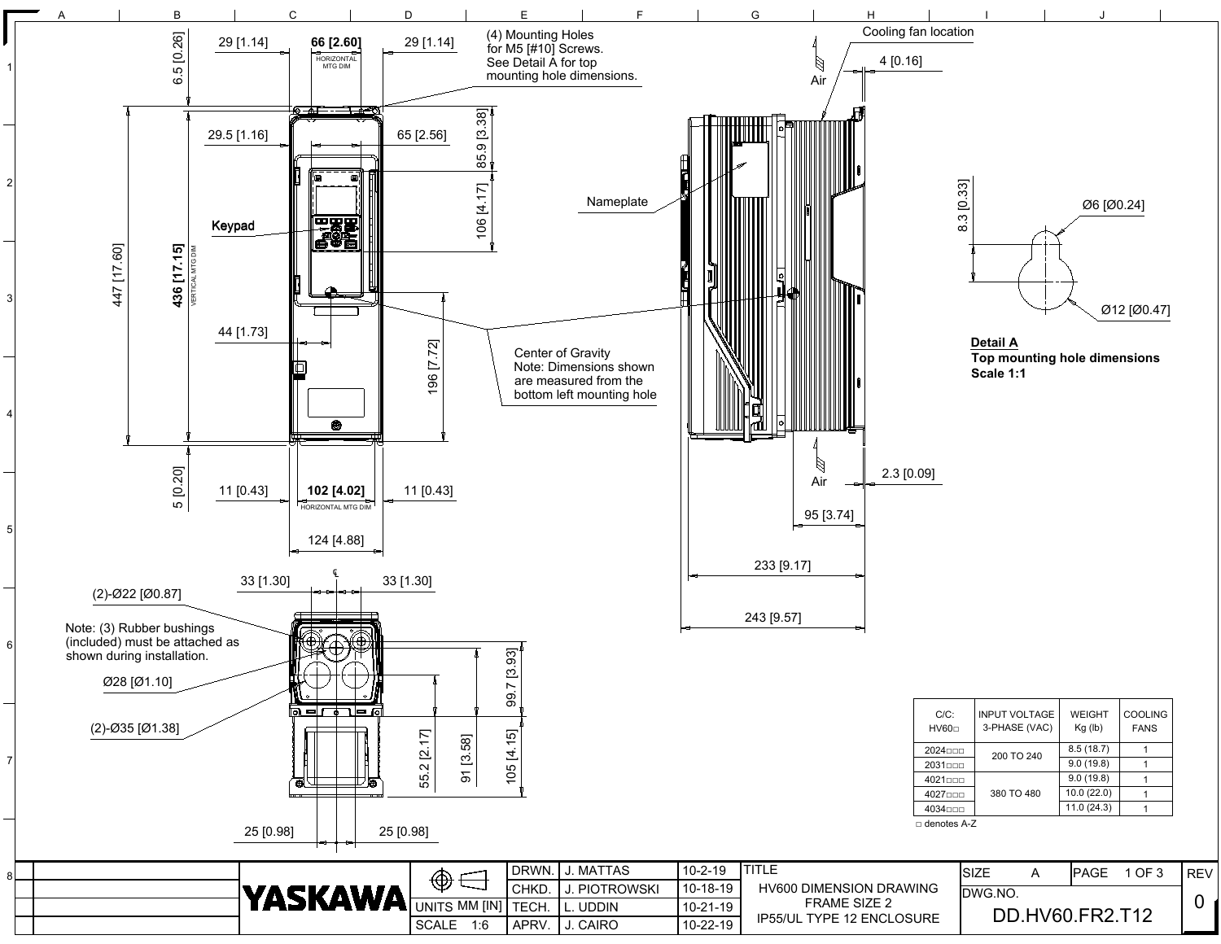# HV600 DIMENSION DRAWING FRAME SIZE 2 IP55/UL TYPE 12 ENCLOSURE

(4) Mounting Holes for M5 [#10] Screws. See Detail A for top mounting hole dimensions.

Cooling fan location

Nameplate

Keypad

Center of Gravity
Note: Dimensions shown are measured from the bottom left mounting hole

Air

29 [1.14] | 66 [2.60] HORIZONTAL MTG DIM | 29 [1.14]

6.5 [0.26]

29.5 [1.16] | 65 [2.56]

85.9 [3.38]

106 [4.17]

447 [17.60]

436 [17.15] VERTICAL MTG DIM

44 [1.73]

196 [7.72]

5 [0.20]

11 [0.43] | 102 [4.02] HORIZONTAL MTG DIM | 11 [0.43]

124 [4.88]

4 [0.16]

2.3 [0.09]

95 [3.74]

233 [9.17]

243 [9.57]

33 [1.30] | 33 [1.30]

(2)-Ø22 [Ø0.87]

Note: (3) Rubber bushings (included) must be attached as shown during installation.

Ø28 [Ø1.10]

(2)-Ø35 [Ø1.38]

99.7 [3.93]

55.2 [2.17]

91 [3.58]

105 [4.15]

25 [0.98] | 25 [0.98]

**Detail A**
**Top mounting hole dimensions**
**Scale 1:1**

8.3 [0.33]

Ø6 [Ø0.24]

Ø12 [Ø0.47]

| C/C: HV60□ | INPUT VOLTAGE 3-PHASE (VAC) | WEIGHT Kg (lb) | COOLING FANS |
|---|---|---|---|
| 2024□□□ | 200 TO 240 | 8.5 (18.7) | 1 |
| 2031□□□ | | 9.0 (19.8) | 1 |
| 4021□□□ | 380 TO 480 | 9.0 (19.8) | 1 |
| 4027□□□ | | 10.0 (22.0) | 1 |
| 4034□□□ | | 11.0 (24.3) | 1 |

□ denotes A-Z

| YASKAWA | | DRWN. | J. MATTAS | 10-2-19 | TITLE | SIZE A | PAGE 1 OF 3 | REV |
|---|---|---|---|---|---|---|---|---|
| | UNITS MM [IN] | CHKD. | J. PIOTROWSKI | 10-18-19 | HV600 DIMENSION DRAWING FRAME SIZE 2 IP55/UL TYPE 12 ENCLOSURE | DWG.NO. | | 0 |
| | | TECH. | L. UDDIN | 10-21-19 | | DD.HV60.FR2.T12 | | |
| | SCALE 1:6 | APRV. | J. CAIRO | 10-22-19 | | | | |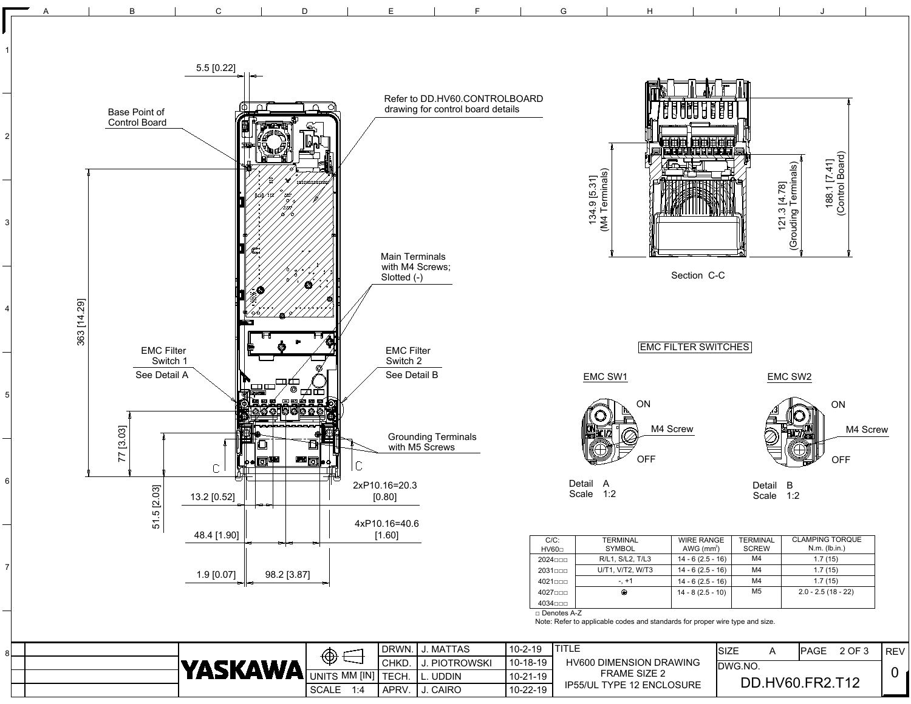5.5 [0.22]

Base Point of Control Board

Refer to DD.HV60.CONTROLBOARD drawing for control board details

363 [14.29]

Main Terminals with M4 Screws; Slotted (-)

EMC Filter Switch 1
See Detail A

EMC Filter Switch 2
See Detail B

77 [3.03]

Grounding Terminals with M5 Screws

51.5 [2.03]

13.2 [0.52]

2xP10.16=20.3 [0.80]

48.4 [1.90]

4xP10.16=40.6 [1.60]

1.9 [0.07]

98.2 [3.87]

134.9 [5.31] (M4 Terminals)

121.3 [4.78] (Grouding Terminals)

188.1 [7.41] (Control Board)

Section C-C

## EMC FILTER SWITCHES

EMC SW1

ON

M4 Screw

OFF

Detail A
Scale 1:2

EMC SW2

ON

M4 Screw

OFF

Detail B
Scale 1:2

| C/C: HV60□ | TERMINAL SYMBOL | WIRE RANGE AWG (mm²) | TERMINAL SCREW | CLAMPING TORQUE N.m. (lb.in.) |
|---|---|---|---|---|
| 2024□□□ | R/L1, S/L2, T/L3 | 14 - 6 (2.5 - 16) | M4 | 1.7 (15) |
| 2031□□□ | U/T1, V/T2, W/T3 | 14 - 6 (2.5 - 16) | M4 | 1.7 (15) |
| 4021□□□ | -, +1 | 14 - 6 (2.5 - 16) | M4 | 1.7 (15) |
| 4027□□□ | ⏚ | 14 - 8 (2.5 - 10) | M5 | 2.0 - 2.5 (18 - 22) |
| 4034□□□ | | | | |

□ Denotes A-Z

Note: Refer to applicable codes and standards for proper wire type and size.

| | | |
|---|---|---|
| DRWN. | J. MATTAS | 10-2-19 |
| CHKD. | J. PIOTROWSKI | 10-18-19 |
| TECH. | L. UDDIN | 10-21-19 |
| APRV. | J. CAIRO | 10-22-19 |

YASKAWA

UNITS MM [IN]

SCALE 1:4

TITLE
HV600 DIMENSION DRAWING
FRAME SIZE 2
IP55/UL TYPE 12 ENCLOSURE

SIZE A

DWG.NO. DD.HV60.FR2.T12

REV 0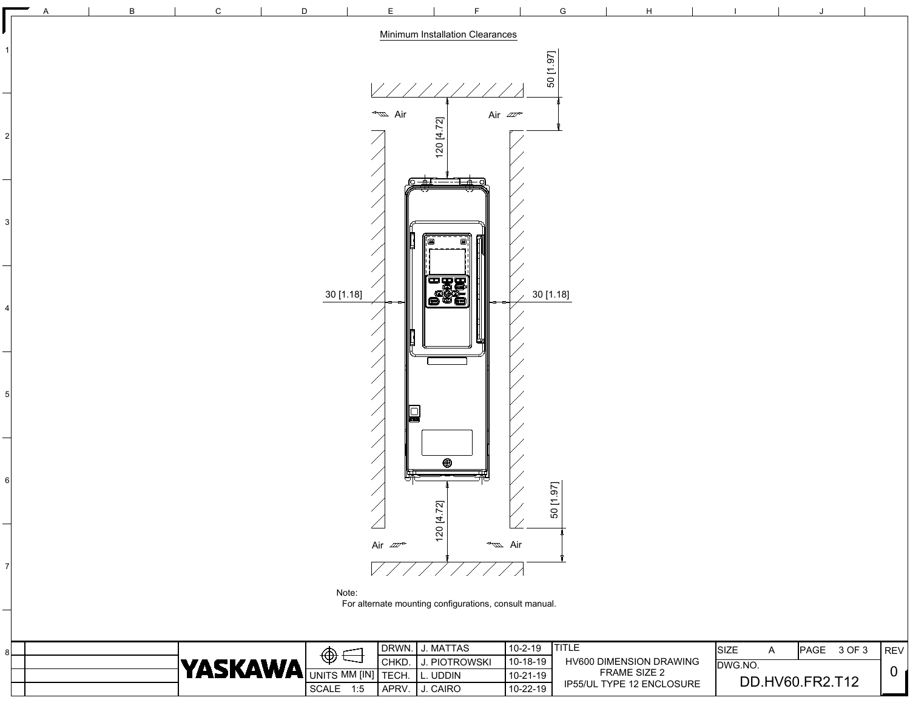## Minimum Installation Clearances

50 [1.97]

Air

Air

120 [4.72]

30 [1.18]

30 [1.18]

50 [1.97]

120 [4.72]

Air

Air

Note:
For alternate mounting configurations, consult manual.

| | | | | | |
|---|---|---|---|---|---|
| YASKAWA | UNITS MM [IN] | DRWN. | J. MATTAS | 10-2-19 | TITLE: HV600 DIMENSION DRAWING FRAME SIZE 2 IP55/UL TYPE 12 ENCLOSURE |
| | SCALE 1:5 | CHKD. | J. PIOTROWSKI | 10-18-19 | SIZE: A |
| | | TECH. | L. UDDIN | 10-21-19 | DWG.NO.: DD.HV60.FR2.T12 |
| | | APRV. | J. CAIRO | 10-22-19 | REV: 0 |